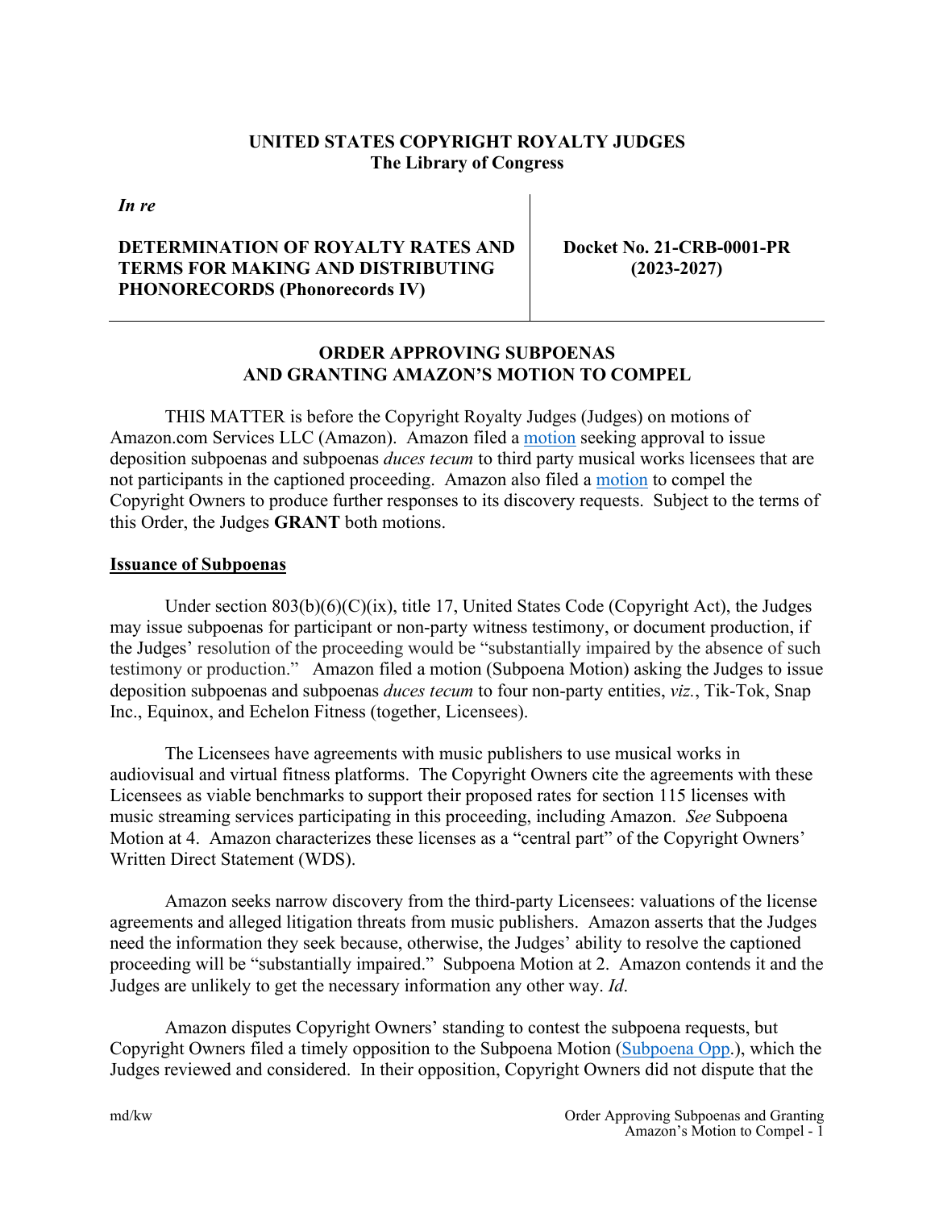**UNITED STATES COPYRIGHT ROYALTY JUDGES**
**The Library of Congress**

| *In re* **DETERMINATION OF ROYALTY RATES AND TERMS FOR MAKING AND DISTRIBUTING PHONORECORDS (Phonorecords IV)** | **Docket No. 21-CRB-0001-PR (2023-2027)** |
|---|---|

**ORDER APPROVING SUBPOENAS AND GRANTING AMAZON'S MOTION TO COMPEL**

THIS MATTER is before the Copyright Royalty Judges (Judges) on motions of Amazon.com Services LLC (Amazon). Amazon filed a motion seeking approval to issue deposition subpoenas and subpoenas *duces tecum* to third party musical works licensees that are not participants in the captioned proceeding. Amazon also filed a motion to compel the Copyright Owners to produce further responses to its discovery requests. Subject to the terms of this Order, the Judges **GRANT** both motions.

**Issuance of Subpoenas**

Under section 803(b)(6)(C)(ix), title 17, United States Code (Copyright Act), the Judges may issue subpoenas for participant or non-party witness testimony, or document production, if the Judges' resolution of the proceeding would be "substantially impaired by the absence of such testimony or production." Amazon filed a motion (Subpoena Motion) asking the Judges to issue deposition subpoenas and subpoenas *duces tecum* to four non-party entities, *viz.*, Tik-Tok, Snap Inc., Equinox, and Echelon Fitness (together, Licensees).

The Licensees have agreements with music publishers to use musical works in audiovisual and virtual fitness platforms. The Copyright Owners cite the agreements with these Licensees as viable benchmarks to support their proposed rates for section 115 licenses with music streaming services participating in this proceeding, including Amazon. *See* Subpoena Motion at 4. Amazon characterizes these licenses as a "central part" of the Copyright Owners' Written Direct Statement (WDS).

Amazon seeks narrow discovery from the third-party Licensees: valuations of the license agreements and alleged litigation threats from music publishers. Amazon asserts that the Judges need the information they seek because, otherwise, the Judges' ability to resolve the captioned proceeding will be "substantially impaired." Subpoena Motion at 2. Amazon contends it and the Judges are unlikely to get the necessary information any other way. *Id*.

Amazon disputes Copyright Owners' standing to contest the subpoena requests, but Copyright Owners filed a timely opposition to the Subpoena Motion (Subpoena Opp.), which the Judges reviewed and considered. In their opposition, Copyright Owners did not dispute that the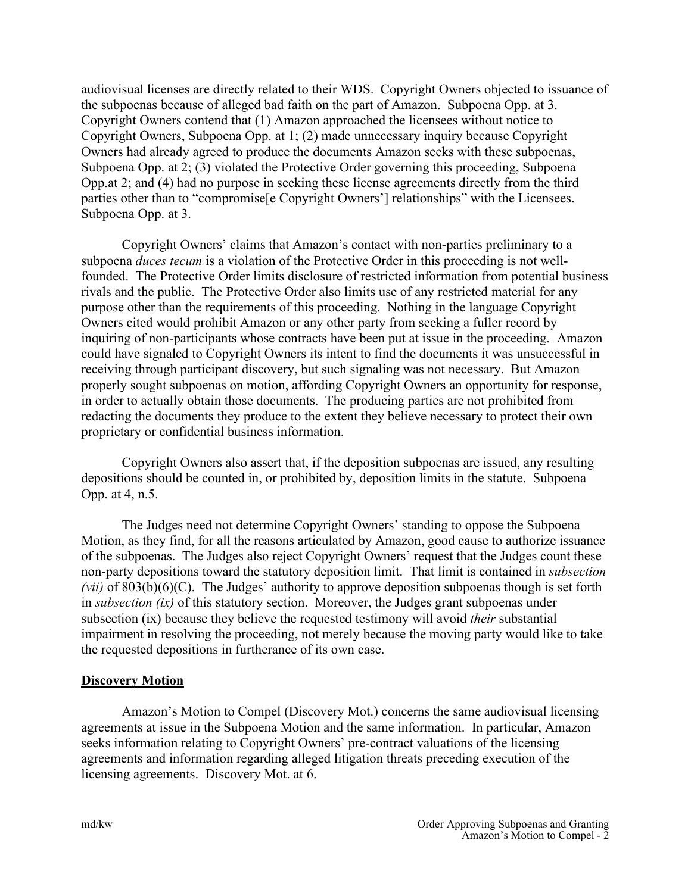audiovisual licenses are directly related to their WDS. Copyright Owners objected to issuance of the subpoenas because of alleged bad faith on the part of Amazon. Subpoena Opp. at 3. Copyright Owners contend that (1) Amazon approached the licensees without notice to Copyright Owners, Subpoena Opp. at 1; (2) made unnecessary inquiry because Copyright Owners had already agreed to produce the documents Amazon seeks with these subpoenas, Subpoena Opp. at 2; (3) violated the Protective Order governing this proceeding, Subpoena Opp.at 2; and (4) had no purpose in seeking these license agreements directly from the third parties other than to "compromise[e Copyright Owners'] relationships" with the Licensees. Subpoena Opp. at 3.

Copyright Owners' claims that Amazon's contact with non-parties preliminary to a subpoena *duces tecum* is a violation of the Protective Order in this proceeding is not well-founded. The Protective Order limits disclosure of restricted information from potential business rivals and the public. The Protective Order also limits use of any restricted material for any purpose other than the requirements of this proceeding. Nothing in the language Copyright Owners cited would prohibit Amazon or any other party from seeking a fuller record by inquiring of non-participants whose contracts have been put at issue in the proceeding. Amazon could have signaled to Copyright Owners its intent to find the documents it was unsuccessful in receiving through participant discovery, but such signaling was not necessary. But Amazon properly sought subpoenas on motion, affording Copyright Owners an opportunity for response, in order to actually obtain those documents. The producing parties are not prohibited from redacting the documents they produce to the extent they believe necessary to protect their own proprietary or confidential business information.

Copyright Owners also assert that, if the deposition subpoenas are issued, any resulting depositions should be counted in, or prohibited by, deposition limits in the statute. Subpoena Opp. at 4, n.5.

The Judges need not determine Copyright Owners' standing to oppose the Subpoena Motion, as they find, for all the reasons articulated by Amazon, good cause to authorize issuance of the subpoenas. The Judges also reject Copyright Owners' request that the Judges count these non-party depositions toward the statutory deposition limit. That limit is contained in *subsection (vii)* of 803(b)(6)(C). The Judges' authority to approve deposition subpoenas though is set forth in *subsection (ix)* of this statutory section. Moreover, the Judges grant subpoenas under subsection (ix) because they believe the requested testimony will avoid *their* substantial impairment in resolving the proceeding, not merely because the moving party would like to take the requested depositions in furtherance of its own case.

**Discovery Motion**

Amazon's Motion to Compel (Discovery Mot.) concerns the same audiovisual licensing agreements at issue in the Subpoena Motion and the same information. In particular, Amazon seeks information relating to Copyright Owners' pre-contract valuations of the licensing agreements and information regarding alleged litigation threats preceding execution of the licensing agreements. Discovery Mot. at 6.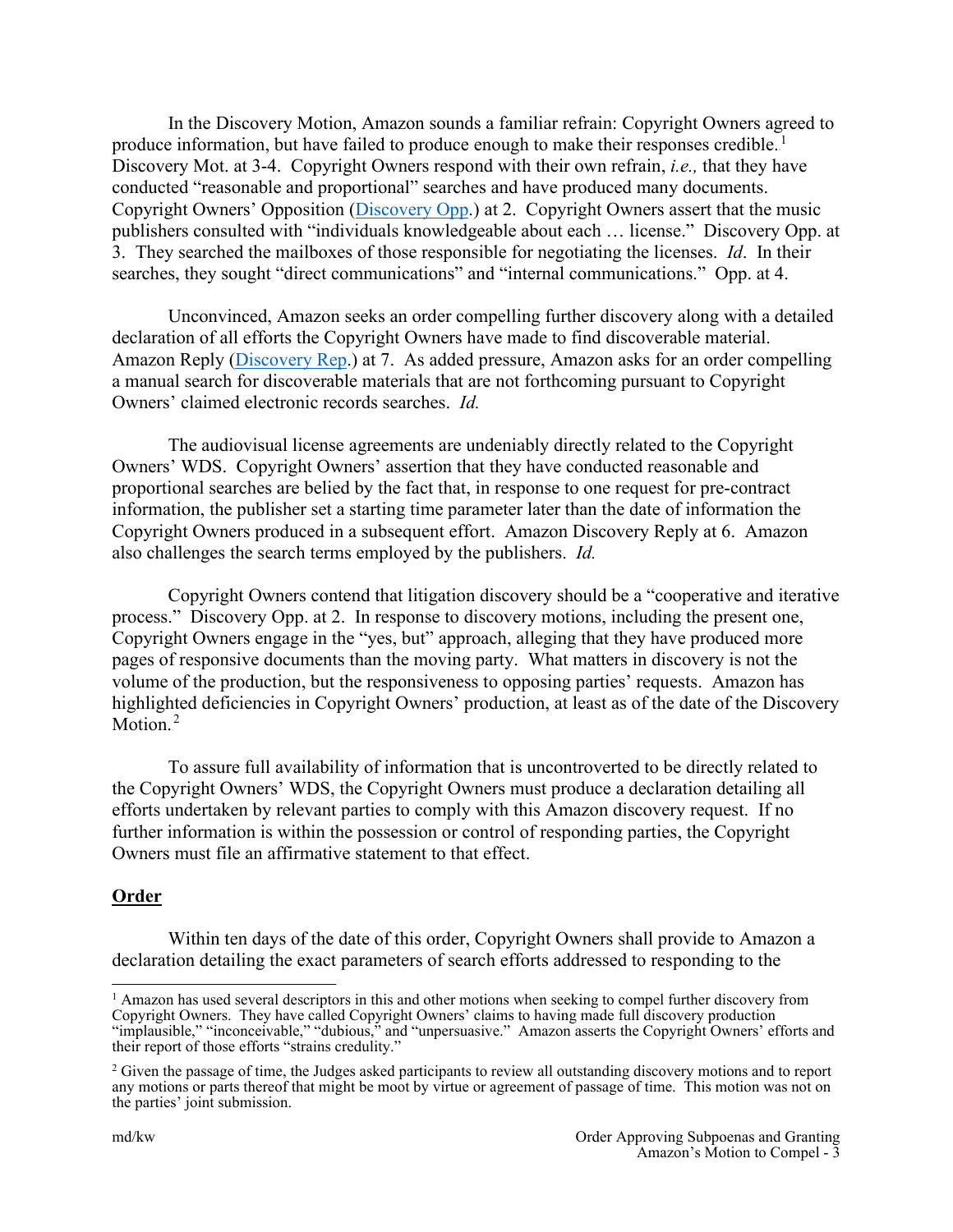In the Discovery Motion, Amazon sounds a familiar refrain: Copyright Owners agreed to produce information, but have failed to produce enough to make their responses credible.[1] Discovery Mot. at 3-4. Copyright Owners respond with their own refrain, *i.e.,* that they have conducted "reasonable and proportional" searches and have produced many documents. Copyright Owners' Opposition (Discovery Opp.) at 2. Copyright Owners assert that the music publishers consulted with "individuals knowledgeable about each … license." Discovery Opp. at 3. They searched the mailboxes of those responsible for negotiating the licenses. *Id*. In their searches, they sought "direct communications" and "internal communications." Opp. at 4.

Unconvinced, Amazon seeks an order compelling further discovery along with a detailed declaration of all efforts the Copyright Owners have made to find discoverable material. Amazon Reply (Discovery Rep.) at 7. As added pressure, Amazon asks for an order compelling a manual search for discoverable materials that are not forthcoming pursuant to Copyright Owners' claimed electronic records searches. *Id.*

The audiovisual license agreements are undeniably directly related to the Copyright Owners' WDS. Copyright Owners' assertion that they have conducted reasonable and proportional searches are belied by the fact that, in response to one request for pre-contract information, the publisher set a starting time parameter later than the date of information the Copyright Owners produced in a subsequent effort. Amazon Discovery Reply at 6. Amazon also challenges the search terms employed by the publishers. *Id.*

Copyright Owners contend that litigation discovery should be a "cooperative and iterative process." Discovery Opp. at 2. In response to discovery motions, including the present one, Copyright Owners engage in the "yes, but" approach, alleging that they have produced more pages of responsive documents than the moving party. What matters in discovery is not the volume of the production, but the responsiveness to opposing parties' requests. Amazon has highlighted deficiencies in Copyright Owners' production, at least as of the date of the Discovery Motion.[2]

To assure full availability of information that is uncontroverted to be directly related to the Copyright Owners' WDS, the Copyright Owners must produce a declaration detailing all efforts undertaken by relevant parties to comply with this Amazon discovery request. If no further information is within the possession or control of responding parties, the Copyright Owners must file an affirmative statement to that effect.

**Order**

Within ten days of the date of this order, Copyright Owners shall provide to Amazon a declaration detailing the exact parameters of search efforts addressed to responding to the

---

[1] Amazon has used several descriptors in this and other motions when seeking to compel further discovery from Copyright Owners. They have called Copyright Owners' claims to having made full discovery production "implausible," "inconceivable," "dubious," and "unpersuasive." Amazon asserts the Copyright Owners' efforts and their report of those efforts "strains credulity."

[2] Given the passage of time, the Judges asked participants to review all outstanding discovery motions and to report any motions or parts thereof that might be moot by virtue or agreement of passage of time. This motion was not on the parties' joint submission.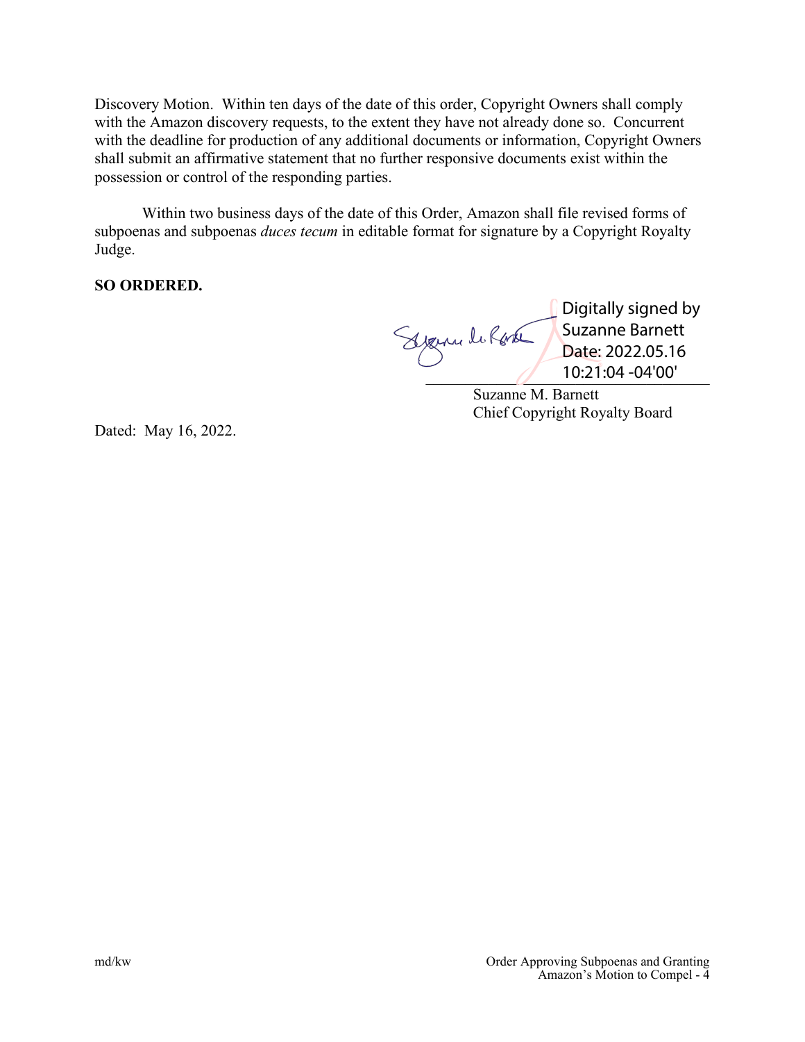Discovery Motion. Within ten days of the date of this order, Copyright Owners shall comply with the Amazon discovery requests, to the extent they have not already done so. Concurrent with the deadline for production of any additional documents or information, Copyright Owners shall submit an affirmative statement that no further responsive documents exist within the possession or control of the responding parties.

Within two business days of the date of this Order, Amazon shall file revised forms of subpoenas and subpoenas *duces tecum* in editable format for signature by a Copyright Royalty Judge.

**SO ORDERED.**

Digitally signed by Suzanne Barnett
Date: 2022.05.16 10:21:04 -04'00'

Suzanne M. Barnett
Chief Copyright Royalty Board

Dated: May 16, 2022.

md/kw

Order Approving Subpoenas and Granting Amazon's Motion to Compel - 4